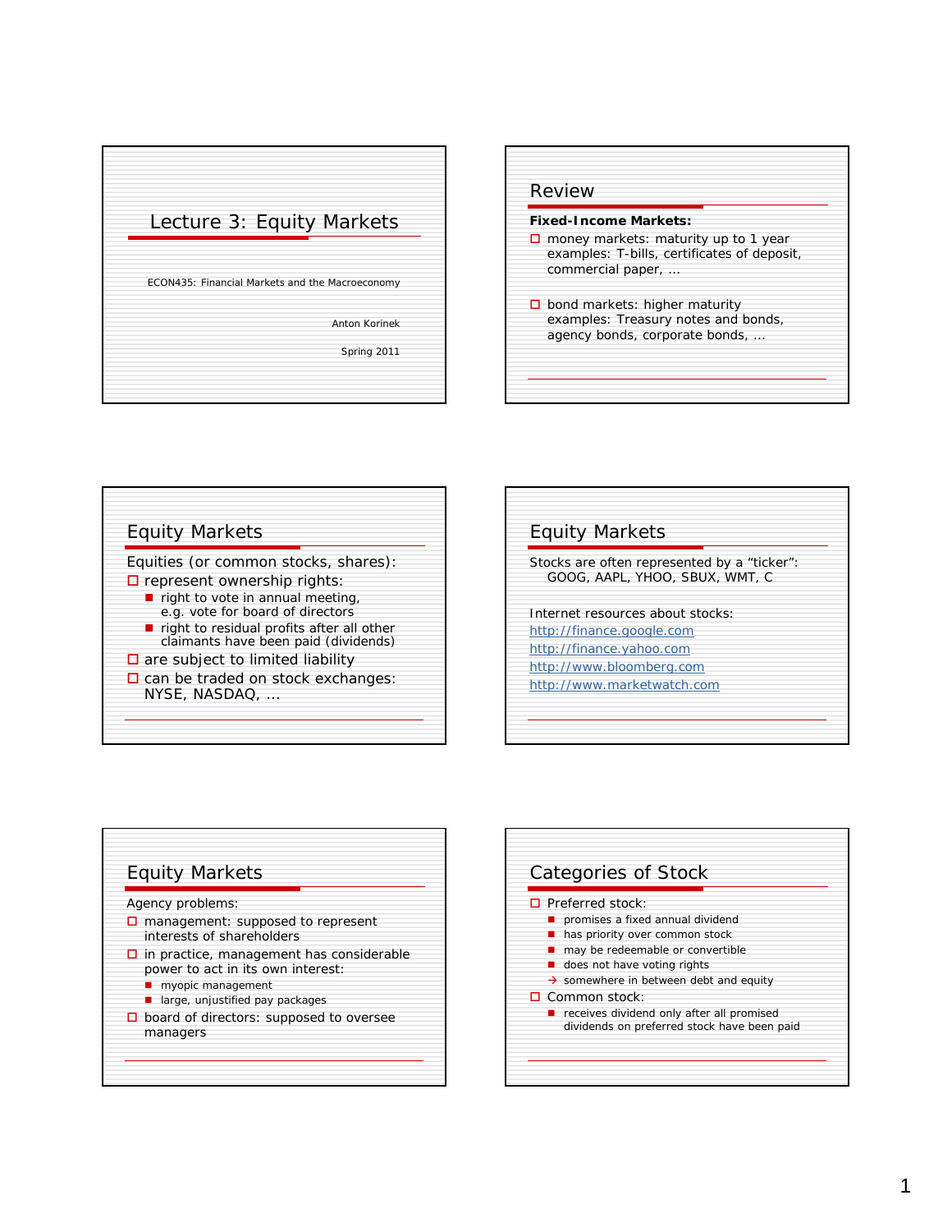# Lecture 3: Equity Markets

ECON435: Financial Markets and the Macroeconomy

Anton Korinek

Spring 2011

## Review

**Fixed-Income Markets:**

- money markets: maturity up to 1 year
  examples: T-bills, certificates of deposit, commercial paper, …
- bond markets: higher maturity
  examples: Treasury notes and bonds, agency bonds, corporate bonds, …

## Equity Markets

Equities (or common stocks, shares):

- represent ownership rights:
  - right to vote in annual meeting, e.g. vote for board of directors
  - right to residual profits after all other claimants have been paid (dividends)
- are subject to limited liability
- can be traded on stock exchanges: NYSE, NASDAQ, …

## Equity Markets

Stocks are often represented by a "ticker":
GOOG, AAPL, YHOO, SBUX, WMT, C

Internet resources about stocks:
http://finance.google.com
http://finance.yahoo.com
http://www.bloomberg.com
http://www.marketwatch.com

## Equity Markets

Agency problems:

- management: supposed to represent interests of shareholders
- in practice, management has considerable power to act in its own interest:
  - myopic management
  - large, unjustified pay packages
- board of directors: supposed to oversee managers

## Categories of Stock

- Preferred stock:
  - promises a fixed annual dividend
  - has priority over common stock
  - may be redeemable or convertible
  - does not have voting rights
  - → somewhere in between debt and equity
- Common stock:
  - receives dividend only after all promised dividends on preferred stock have been paid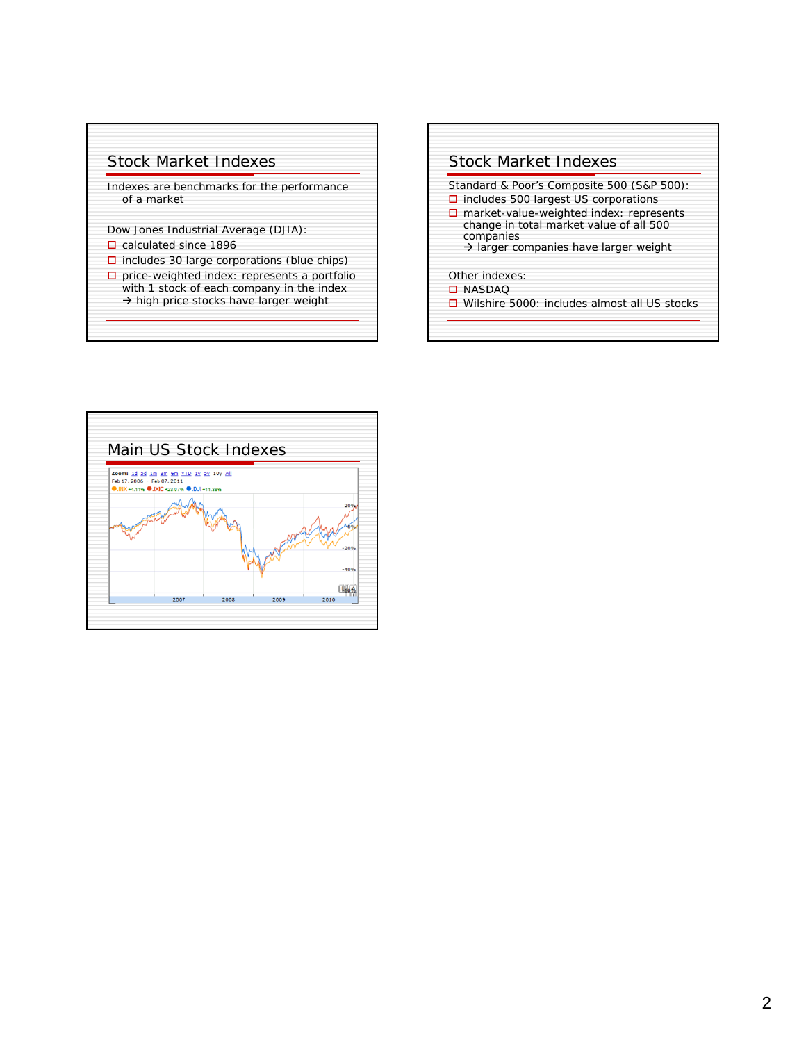## Stock Market Indexes

Indexes are benchmarks for the performance of a market

Dow Jones Industrial Average (DJIA):

- calculated since 1896
- includes 30 large corporations (blue chips)
- price-weighted index: represents a portfolio with 1 stock of each company in the index
  → high price stocks have larger weight

## Stock Market Indexes

Standard & Poor's Composite 500 (S&P 500):

- includes 500 largest US corporations
- market-value-weighted index: represents change in total market value of all 500 companies
  → larger companies have larger weight

Other indexes:

- NASDAQ
- Wilshire 5000: includes almost all US stocks

## Main US Stock Indexes

Zoom: 1d 5d 1m 3m 6m YTD 1y 5y 10y All

Feb 17, 2006 - Feb 07, 2011

.INX +4.11% .IXIC +23.07% .DJI +11.38%

20%

0%

-20%

-40%

-60%

2007 2008 2009 2010